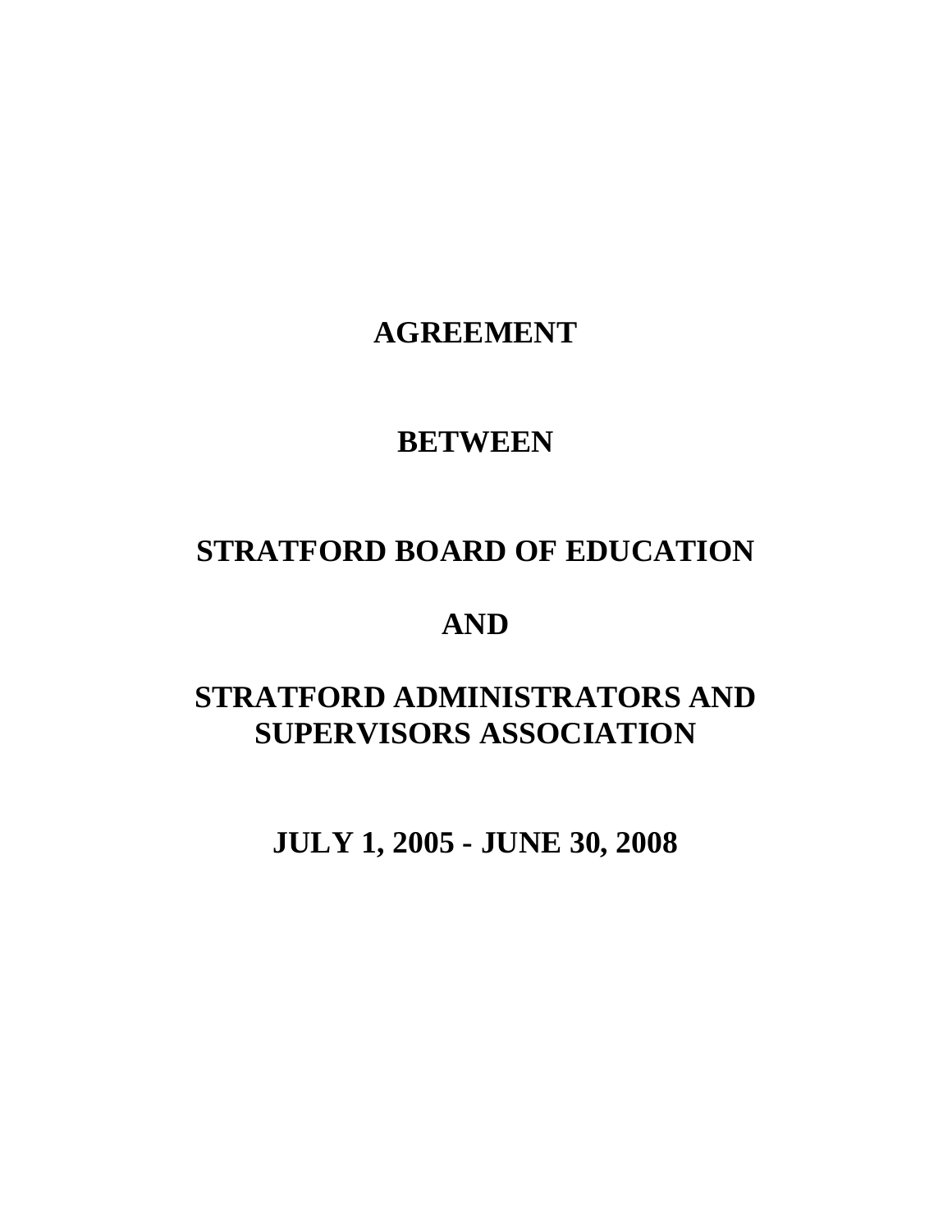# AGREEMENT

# BETWEEN

# STRATFORD BOARD OF EDUCATION

# AND

# STRATFORD ADMINISTRATORS AND SUPERVISORS ASSOCIATION

# JULY 1, 2005 - JUNE 30, 2008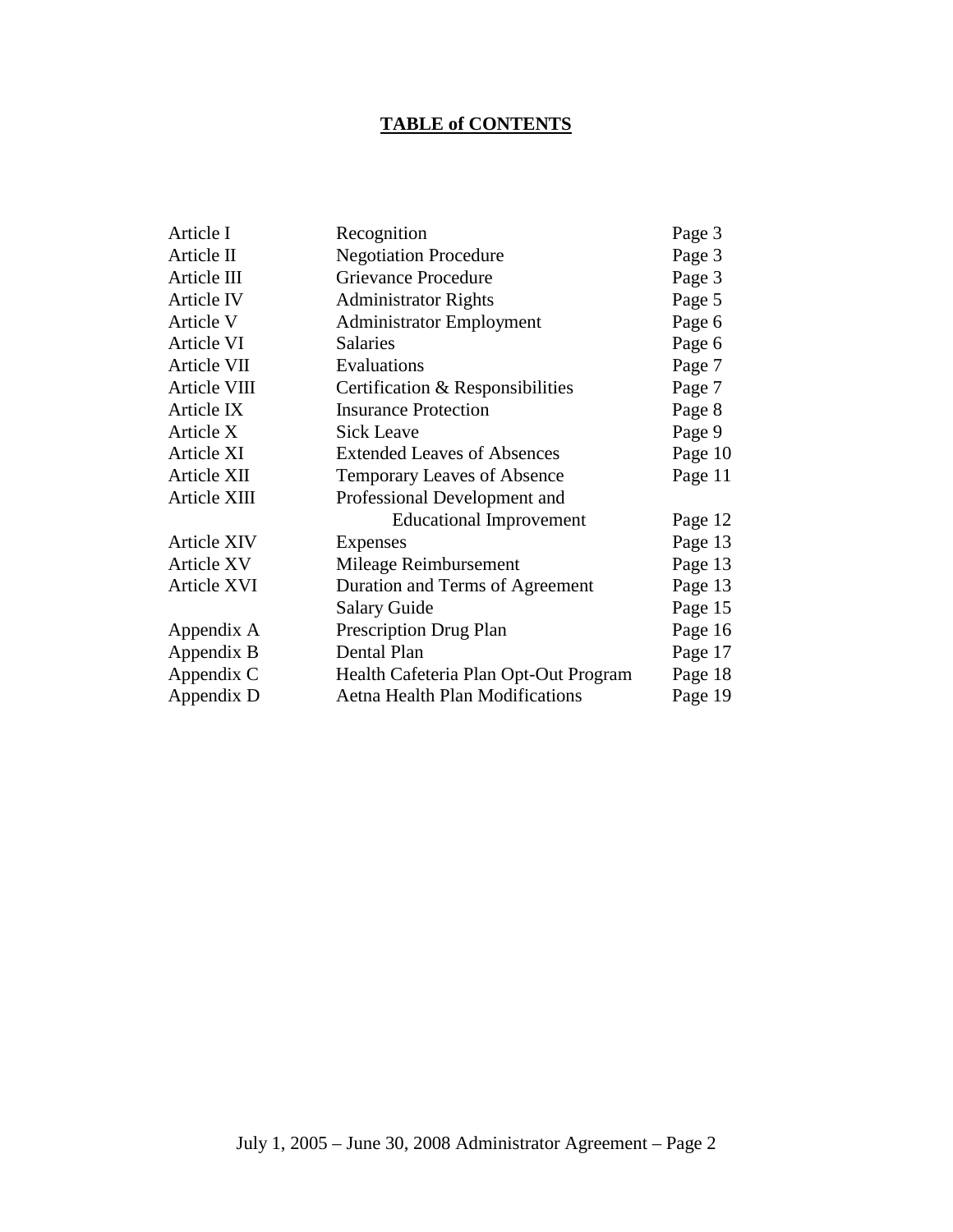# TABLE of CONTENTS

| | | |
|---|---|---|
| Article I | Recognition | Page 3 |
| Article II | Negotiation Procedure | Page 3 |
| Article III | Grievance Procedure | Page 3 |
| Article IV | Administrator Rights | Page 5 |
| Article V | Administrator Employment | Page 6 |
| Article VI | Salaries | Page 6 |
| Article VII | Evaluations | Page 7 |
| Article VIII | Certification & Responsibilities | Page 7 |
| Article IX | Insurance Protection | Page 8 |
| Article X | Sick Leave | Page 9 |
| Article XI | Extended Leaves of Absences | Page 10 |
| Article XII | Temporary Leaves of Absence | Page 11 |
| Article XIII | Professional Development and Educational Improvement | Page 12 |
| Article XIV | Expenses | Page 13 |
| Article XV | Mileage Reimbursement | Page 13 |
| Article XVI | Duration and Terms of Agreement | Page 13 |
| | Salary Guide | Page 15 |
| Appendix A | Prescription Drug Plan | Page 16 |
| Appendix B | Dental Plan | Page 17 |
| Appendix C | Health Cafeteria Plan Opt-Out Program | Page 18 |
| Appendix D | Aetna Health Plan Modifications | Page 19 |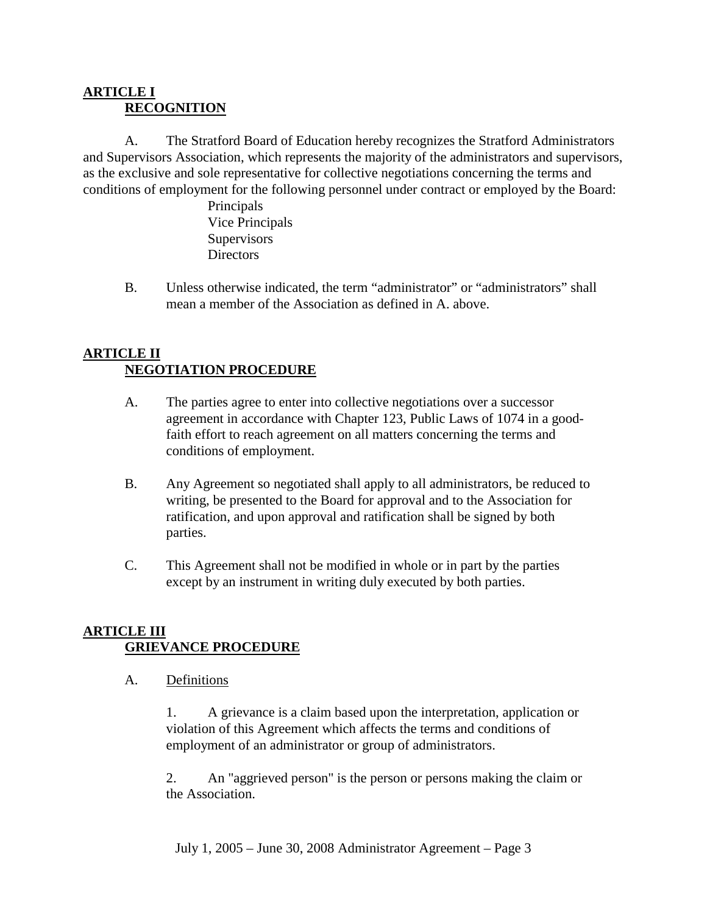## ARTICLE I
### RECOGNITION

A. The Stratford Board of Education hereby recognizes the Stratford Administrators and Supervisors Association, which represents the majority of the administrators and supervisors, as the exclusive and sole representative for collective negotiations concerning the terms and conditions of employment for the following personnel under contract or employed by the Board:

- Principals
- Vice Principals
- Supervisors
- Directors

B. Unless otherwise indicated, the term "administrator" or "administrators" shall mean a member of the Association as defined in A. above.

## ARTICLE II
### NEGOTIATION PROCEDURE

A. The parties agree to enter into collective negotiations over a successor agreement in accordance with Chapter 123, Public Laws of 1074 in a good-faith effort to reach agreement on all matters concerning the terms and conditions of employment.

B. Any Agreement so negotiated shall apply to all administrators, be reduced to writing, be presented to the Board for approval and to the Association for ratification, and upon approval and ratification shall be signed by both parties.

C. This Agreement shall not be modified in whole or in part by the parties except by an instrument in writing duly executed by both parties.

## ARTICLE III
### GRIEVANCE PROCEDURE

A. Definitions

1. A grievance is a claim based upon the interpretation, application or violation of this Agreement which affects the terms and conditions of employment of an administrator or group of administrators.

2. An "aggrieved person" is the person or persons making the claim or the Association.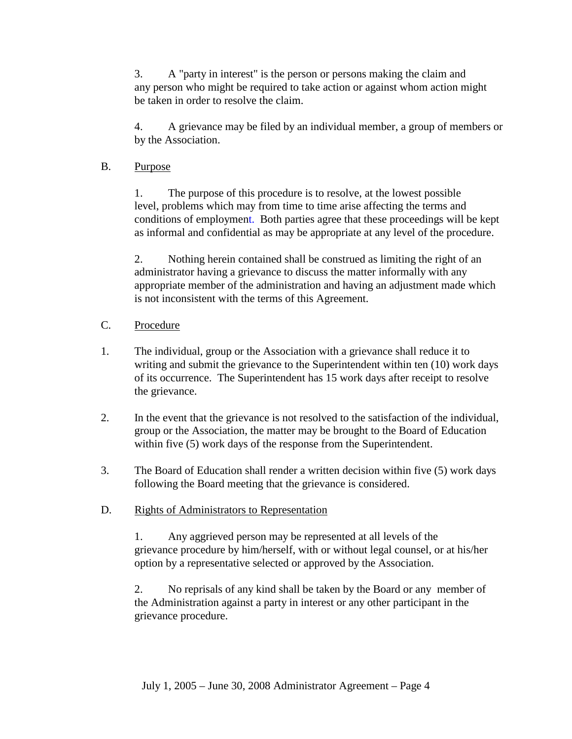3. A "party in interest" is the person or persons making the claim and any person who might be required to take action or against whom action might be taken in order to resolve the claim.

4. A grievance may be filed by an individual member, a group of members or by the Association.

B. Purpose

1. The purpose of this procedure is to resolve, at the lowest possible level, problems which may from time to time arise affecting the terms and conditions of employment. Both parties agree that these proceedings will be kept as informal and confidential as may be appropriate at any level of the procedure.

2. Nothing herein contained shall be construed as limiting the right of an administrator having a grievance to discuss the matter informally with any appropriate member of the administration and having an adjustment made which is not inconsistent with the terms of this Agreement.

C. Procedure

1. The individual, group or the Association with a grievance shall reduce it to writing and submit the grievance to the Superintendent within ten (10) work days of its occurrence. The Superintendent has 15 work days after receipt to resolve the grievance.

2. In the event that the grievance is not resolved to the satisfaction of the individual, group or the Association, the matter may be brought to the Board of Education within five (5) work days of the response from the Superintendent.

3. The Board of Education shall render a written decision within five (5) work days following the Board meeting that the grievance is considered.

D. Rights of Administrators to Representation

1. Any aggrieved person may be represented at all levels of the grievance procedure by him/herself, with or without legal counsel, or at his/her option by a representative selected or approved by the Association.

2. No reprisals of any kind shall be taken by the Board or any member of the Administration against a party in interest or any other participant in the grievance procedure.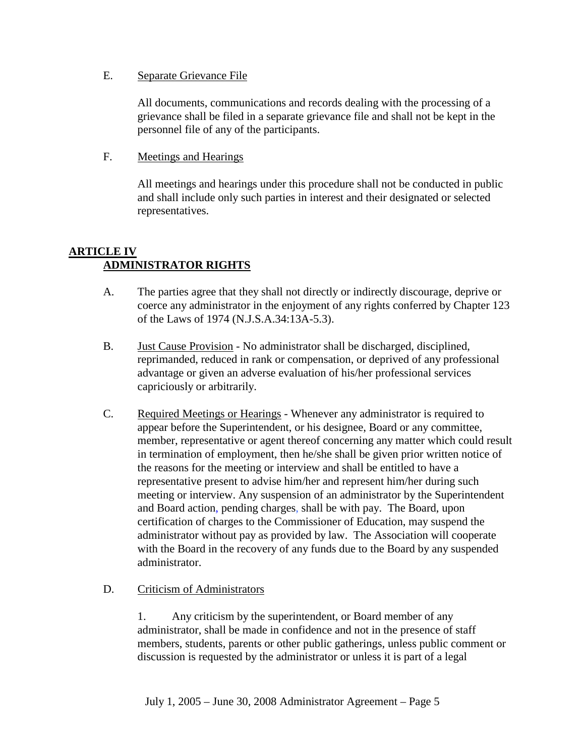E. Separate Grievance File

All documents, communications and records dealing with the processing of a grievance shall be filed in a separate grievance file and shall not be kept in the personnel file of any of the participants.

F. Meetings and Hearings

All meetings and hearings under this procedure shall not be conducted in public and shall include only such parties in interest and their designated or selected representatives.

## ARTICLE IV
## ADMINISTRATOR RIGHTS

A. The parties agree that they shall not directly or indirectly discourage, deprive or coerce any administrator in the enjoyment of any rights conferred by Chapter 123 of the Laws of 1974 (N.J.S.A.34:13A-5.3).

B. Just Cause Provision - No administrator shall be discharged, disciplined, reprimanded, reduced in rank or compensation, or deprived of any professional advantage or given an adverse evaluation of his/her professional services capriciously or arbitrarily.

C. Required Meetings or Hearings - Whenever any administrator is required to appear before the Superintendent, or his designee, Board or any committee, member, representative or agent thereof concerning any matter which could result in termination of employment, then he/she shall be given prior written notice of the reasons for the meeting or interview and shall be entitled to have a representative present to advise him/her and represent him/her during such meeting or interview. Any suspension of an administrator by the Superintendent and Board action, pending charges, shall be with pay. The Board, upon certification of charges to the Commissioner of Education, may suspend the administrator without pay as provided by law. The Association will cooperate with the Board in the recovery of any funds due to the Board by any suspended administrator.

D. Criticism of Administrators

1. Any criticism by the superintendent, or Board member of any administrator, shall be made in confidence and not in the presence of staff members, students, parents or other public gatherings, unless public comment or discussion is requested by the administrator or unless it is part of a legal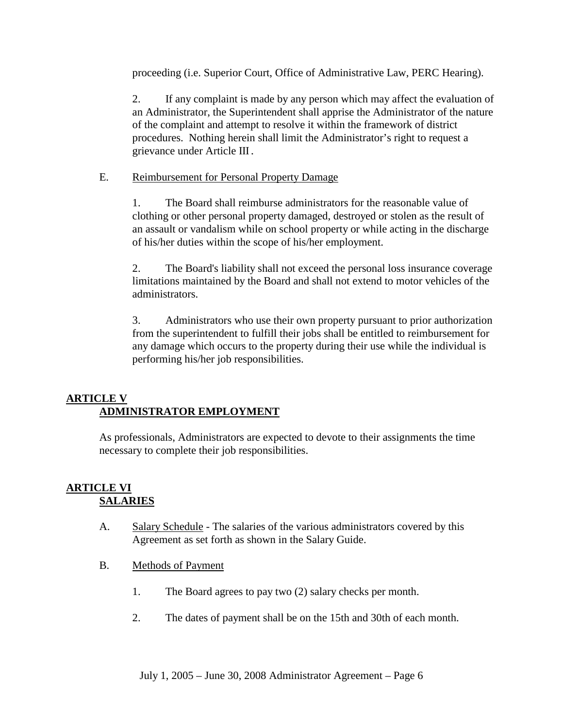proceeding (i.e. Superior Court, Office of Administrative Law, PERC Hearing).

2. If any complaint is made by any person which may affect the evaluation of an Administrator, the Superintendent shall apprise the Administrator of the nature of the complaint and attempt to resolve it within the framework of district procedures. Nothing herein shall limit the Administrator's right to request a grievance under Article III.

E. Reimbursement for Personal Property Damage

1. The Board shall reimburse administrators for the reasonable value of clothing or other personal property damaged, destroyed or stolen as the result of an assault or vandalism while on school property or while acting in the discharge of his/her duties within the scope of his/her employment.

2. The Board's liability shall not exceed the personal loss insurance coverage limitations maintained by the Board and shall not extend to motor vehicles of the administrators.

3. Administrators who use their own property pursuant to prior authorization from the superintendent to fulfill their jobs shall be entitled to reimbursement for any damage which occurs to the property during their use while the individual is performing his/her job responsibilities.

## ARTICLE V
## ADMINISTRATOR EMPLOYMENT

As professionals, Administrators are expected to devote to their assignments the time necessary to complete their job responsibilities.

## ARTICLE VI
## SALARIES

A. Salary Schedule - The salaries of the various administrators covered by this Agreement as set forth as shown in the Salary Guide.

B. Methods of Payment

1. The Board agrees to pay two (2) salary checks per month.

2. The dates of payment shall be on the 15th and 30th of each month.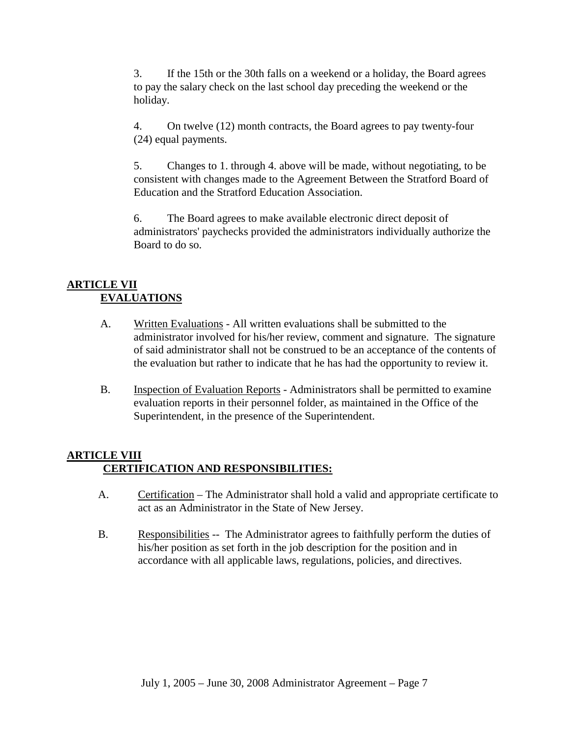3. If the 15th or the 30th falls on a weekend or a holiday, the Board agrees to pay the salary check on the last school day preceding the weekend or the holiday.

4. On twelve (12) month contracts, the Board agrees to pay twenty-four (24) equal payments.

5. Changes to 1. through 4. above will be made, without negotiating, to be consistent with changes made to the Agreement Between the Stratford Board of Education and the Stratford Education Association.

6. The Board agrees to make available electronic direct deposit of administrators' paychecks provided the administrators individually authorize the Board to do so.

## ARTICLE VII
## EVALUATIONS

A. Written Evaluations - All written evaluations shall be submitted to the administrator involved for his/her review, comment and signature. The signature of said administrator shall not be construed to be an acceptance of the contents of the evaluation but rather to indicate that he has had the opportunity to review it.

B. Inspection of Evaluation Reports - Administrators shall be permitted to examine evaluation reports in their personnel folder, as maintained in the Office of the Superintendent, in the presence of the Superintendent.

## ARTICLE VIII
## CERTIFICATION AND RESPONSIBILITIES:

A. Certification – The Administrator shall hold a valid and appropriate certificate to act as an Administrator in the State of New Jersey.

B. Responsibilities -- The Administrator agrees to faithfully perform the duties of his/her position as set forth in the job description for the position and in accordance with all applicable laws, regulations, policies, and directives.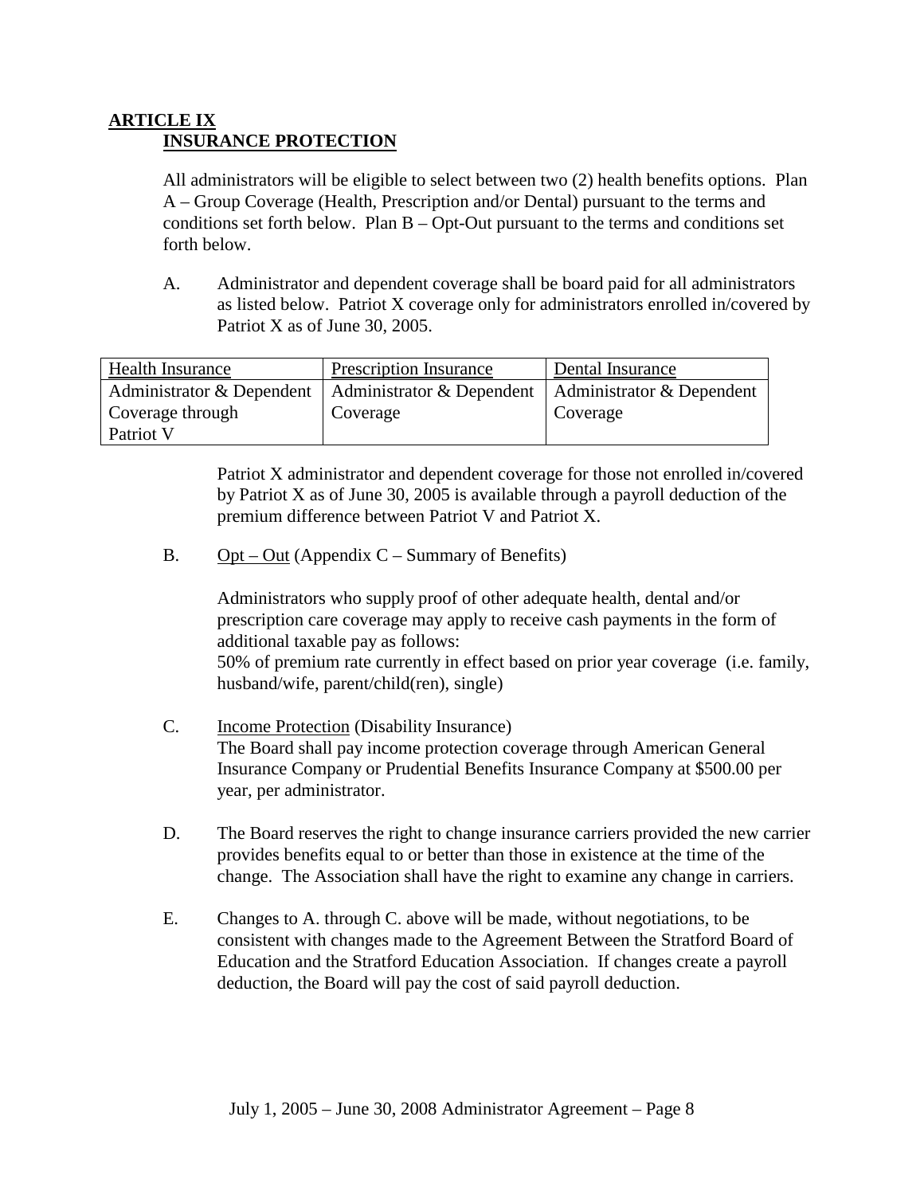## ARTICLE IX
### INSURANCE PROTECTION

All administrators will be eligible to select between two (2) health benefits options. Plan A – Group Coverage (Health, Prescription and/or Dental) pursuant to the terms and conditions set forth below. Plan B – Opt-Out pursuant to the terms and conditions set forth below.

A. Administrator and dependent coverage shall be board paid for all administrators as listed below. Patriot X coverage only for administrators enrolled in/covered by Patriot X as of June 30, 2005.

| Health Insurance | Prescription Insurance | Dental Insurance |
|---|---|---|
| Administrator & Dependent Coverage through Patriot V | Administrator & Dependent Coverage | Administrator & Dependent Coverage |

Patriot X administrator and dependent coverage for those not enrolled in/covered by Patriot X as of June 30, 2005 is available through a payroll deduction of the premium difference between Patriot V and Patriot X.

B. Opt – Out (Appendix C – Summary of Benefits)

Administrators who supply proof of other adequate health, dental and/or prescription care coverage may apply to receive cash payments in the form of additional taxable pay as follows:
50% of premium rate currently in effect based on prior year coverage (i.e. family, husband/wife, parent/child(ren), single)

C. Income Protection (Disability Insurance)
The Board shall pay income protection coverage through American General Insurance Company or Prudential Benefits Insurance Company at $500.00 per year, per administrator.

D. The Board reserves the right to change insurance carriers provided the new carrier provides benefits equal to or better than those in existence at the time of the change. The Association shall have the right to examine any change in carriers.

E. Changes to A. through C. above will be made, without negotiations, to be consistent with changes made to the Agreement Between the Stratford Board of Education and the Stratford Education Association. If changes create a payroll deduction, the Board will pay the cost of said payroll deduction.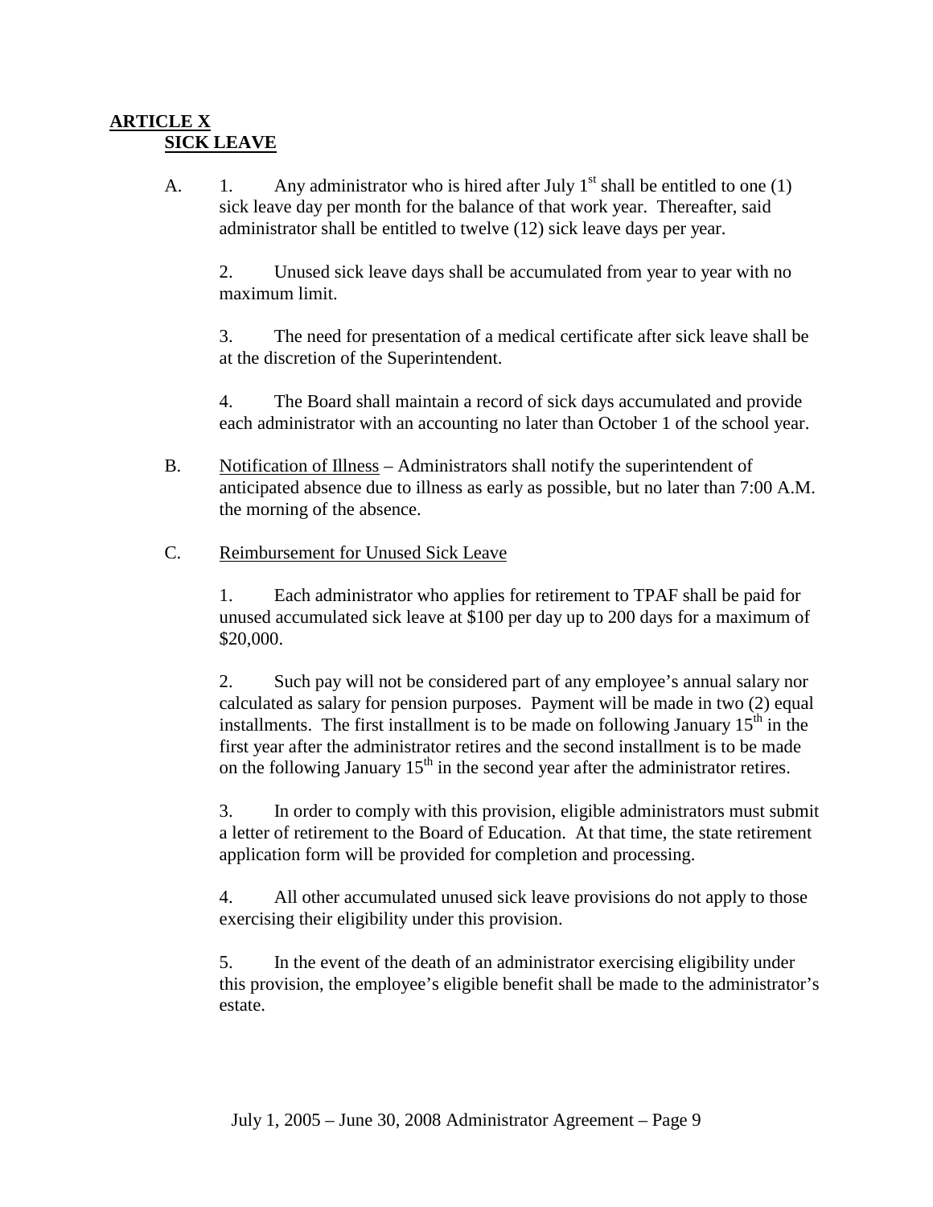**ARTICLE X**
**SICK LEAVE**

A. 1. Any administrator who is hired after July 1st shall be entitled to one (1) sick leave day per month for the balance of that work year. Thereafter, said administrator shall be entitled to twelve (12) sick leave days per year.

2. Unused sick leave days shall be accumulated from year to year with no maximum limit.

3. The need for presentation of a medical certificate after sick leave shall be at the discretion of the Superintendent.

4. The Board shall maintain a record of sick days accumulated and provide each administrator with an accounting no later than October 1 of the school year.

B. Notification of Illness – Administrators shall notify the superintendent of anticipated absence due to illness as early as possible, but no later than 7:00 A.M. the morning of the absence.

C. Reimbursement for Unused Sick Leave

1. Each administrator who applies for retirement to TPAF shall be paid for unused accumulated sick leave at $100 per day up to 200 days for a maximum of $20,000.

2. Such pay will not be considered part of any employee's annual salary nor calculated as salary for pension purposes. Payment will be made in two (2) equal installments. The first installment is to be made on following January 15th in the first year after the administrator retires and the second installment is to be made on the following January 15th in the second year after the administrator retires.

3. In order to comply with this provision, eligible administrators must submit a letter of retirement to the Board of Education. At that time, the state retirement application form will be provided for completion and processing.

4. All other accumulated unused sick leave provisions do not apply to those exercising their eligibility under this provision.

5. In the event of the death of an administrator exercising eligibility under this provision, the employee's eligible benefit shall be made to the administrator's estate.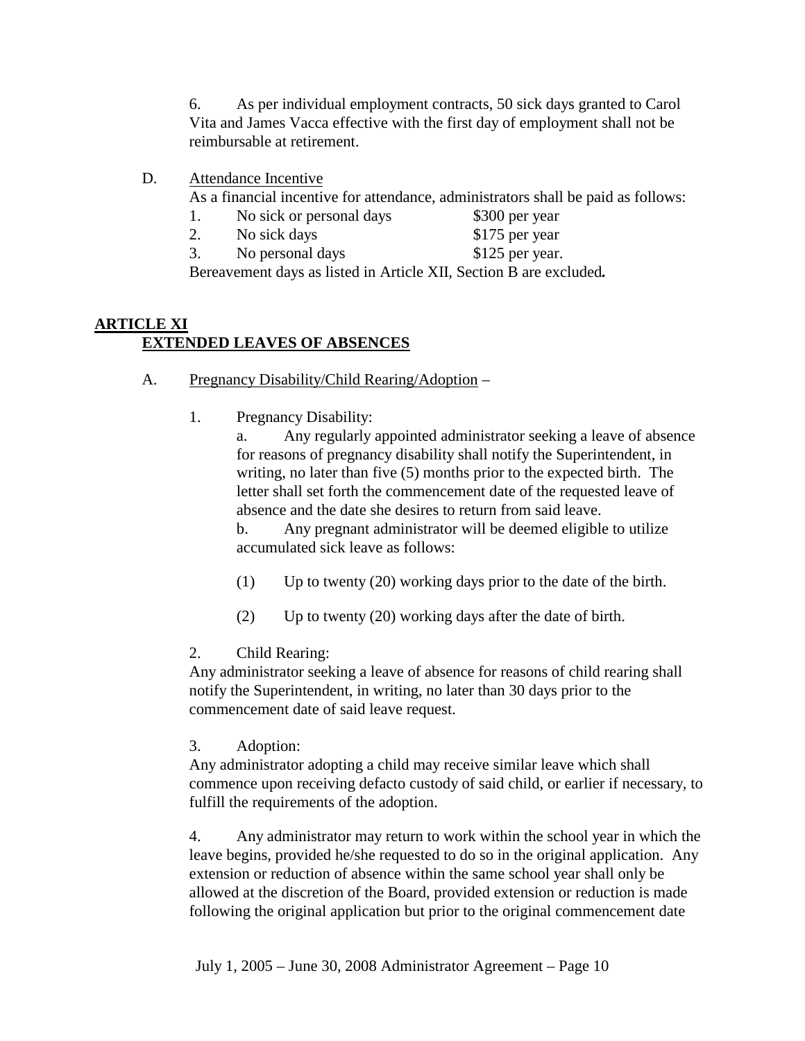6. As per individual employment contracts, 50 sick days granted to Carol Vita and James Vacca effective with the first day of employment shall not be reimbursable at retirement.

D. Attendance Incentive

As a financial incentive for attendance, administrators shall be paid as follows:

1. No sick or personal days $300 per year
2. No sick days $175 per year
3. No personal days $125 per year.

Bereavement days as listed in Article XII, Section B are excluded**.**

## ARTICLE XI
## EXTENDED LEAVES OF ABSENCES

A. Pregnancy Disability/Child Rearing/Adoption –

1. Pregnancy Disability:

   a. Any regularly appointed administrator seeking a leave of absence for reasons of pregnancy disability shall notify the Superintendent, in writing, no later than five (5) months prior to the expected birth. The letter shall set forth the commencement date of the requested leave of absence and the date she desires to return from said leave.

   b. Any pregnant administrator will be deemed eligible to utilize accumulated sick leave as follows:

   (1) Up to twenty (20) working days prior to the date of the birth.

   (2) Up to twenty (20) working days after the date of birth.

2. Child Rearing:

Any administrator seeking a leave of absence for reasons of child rearing shall notify the Superintendent, in writing, no later than 30 days prior to the commencement date of said leave request.

3. Adoption:

Any administrator adopting a child may receive similar leave which shall commence upon receiving defacto custody of said child, or earlier if necessary, to fulfill the requirements of the adoption.

4. Any administrator may return to work within the school year in which the leave begins, provided he/she requested to do so in the original application. Any extension or reduction of absence within the same school year shall only be allowed at the discretion of the Board, provided extension or reduction is made following the original application but prior to the original commencement date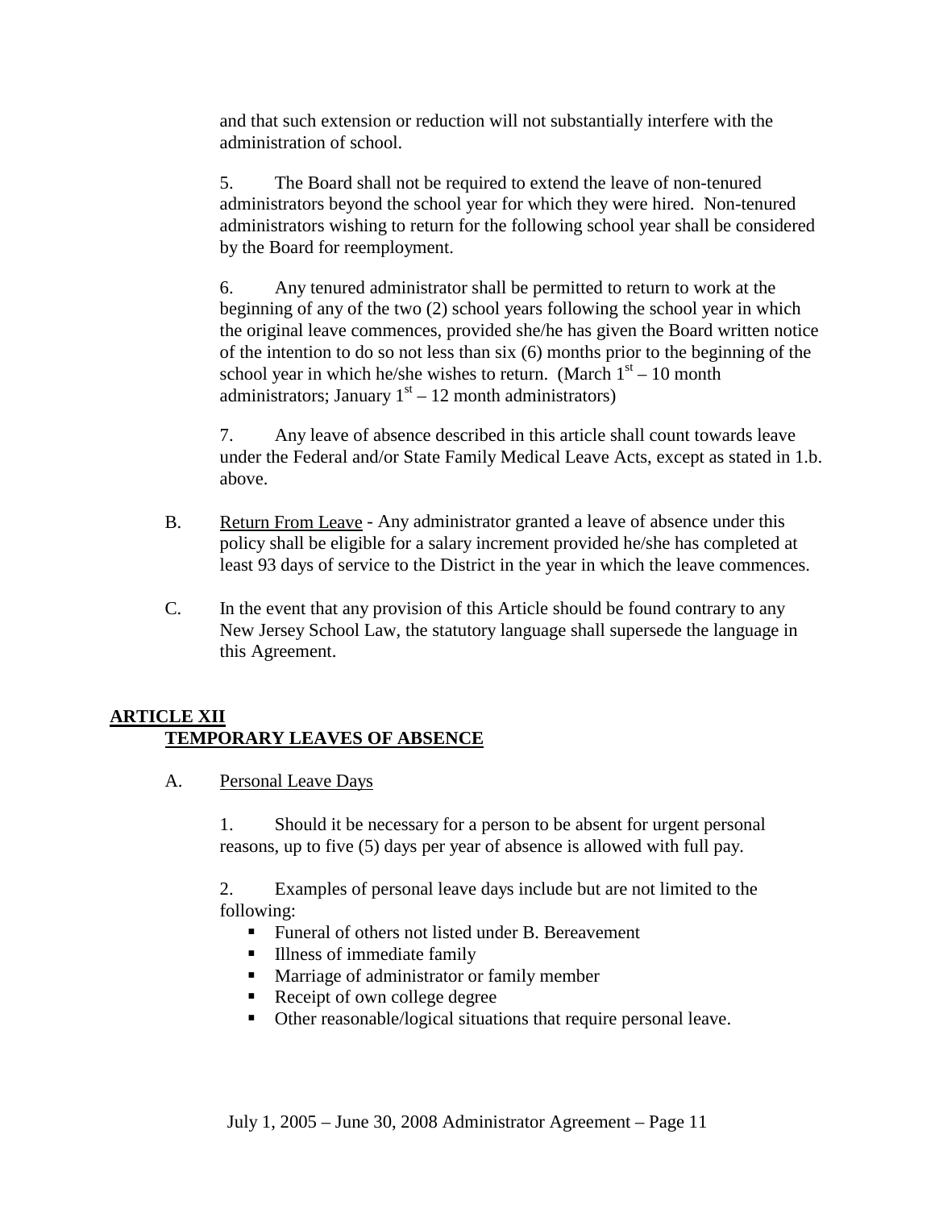and that such extension or reduction will not substantially interfere with the administration of school.

5. The Board shall not be required to extend the leave of non-tenured administrators beyond the school year for which they were hired. Non-tenured administrators wishing to return for the following school year shall be considered by the Board for reemployment.

6. Any tenured administrator shall be permitted to return to work at the beginning of any of the two (2) school years following the school year in which the original leave commences, provided she/he has given the Board written notice of the intention to do so not less than six (6) months prior to the beginning of the school year in which he/she wishes to return. (March 1st – 10 month administrators; January 1st – 12 month administrators)

7. Any leave of absence described in this article shall count towards leave under the Federal and/or State Family Medical Leave Acts, except as stated in 1.b. above.

B. Return From Leave - Any administrator granted a leave of absence under this policy shall be eligible for a salary increment provided he/she has completed at least 93 days of service to the District in the year in which the leave commences.

C. In the event that any provision of this Article should be found contrary to any New Jersey School Law, the statutory language shall supersede the language in this Agreement.

## ARTICLE XII
## TEMPORARY LEAVES OF ABSENCE

A. Personal Leave Days

1. Should it be necessary for a person to be absent for urgent personal reasons, up to five (5) days per year of absence is allowed with full pay.

2. Examples of personal leave days include but are not limited to the following:

- Funeral of others not listed under B. Bereavement
- Illness of immediate family
- Marriage of administrator or family member
- Receipt of own college degree
- Other reasonable/logical situations that require personal leave.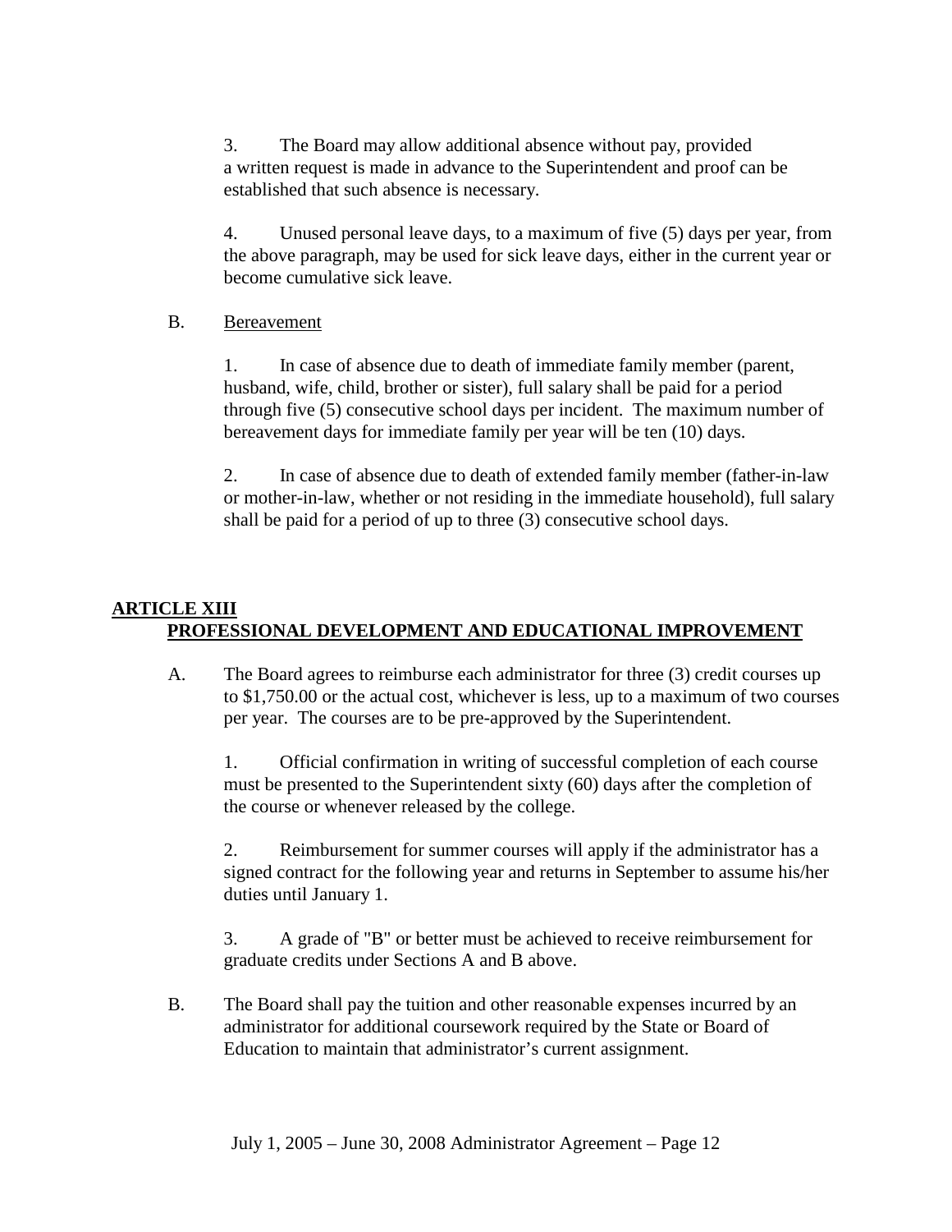3. The Board may allow additional absence without pay, provided a written request is made in advance to the Superintendent and proof can be established that such absence is necessary.

4. Unused personal leave days, to a maximum of five (5) days per year, from the above paragraph, may be used for sick leave days, either in the current year or become cumulative sick leave.

B. <u>Bereavement</u>

1. In case of absence due to death of immediate family member (parent, husband, wife, child, brother or sister), full salary shall be paid for a period through five (5) consecutive school days per incident. The maximum number of bereavement days for immediate family per year will be ten (10) days.

2. In case of absence due to death of extended family member (father-in-law or mother-in-law, whether or not residing in the immediate household), full salary shall be paid for a period of up to three (3) consecutive school days.

## ARTICLE XIII
## PROFESSIONAL DEVELOPMENT AND EDUCATIONAL IMPROVEMENT

A. The Board agrees to reimburse each administrator for three (3) credit courses up to $1,750.00 or the actual cost, whichever is less, up to a maximum of two courses per year. The courses are to be pre-approved by the Superintendent.

1. Official confirmation in writing of successful completion of each course must be presented to the Superintendent sixty (60) days after the completion of the course or whenever released by the college.

2. Reimbursement for summer courses will apply if the administrator has a signed contract for the following year and returns in September to assume his/her duties until January 1.

3. A grade of "B" or better must be achieved to receive reimbursement for graduate credits under Sections A and B above.

B. The Board shall pay the tuition and other reasonable expenses incurred by an administrator for additional coursework required by the State or Board of Education to maintain that administrator's current assignment.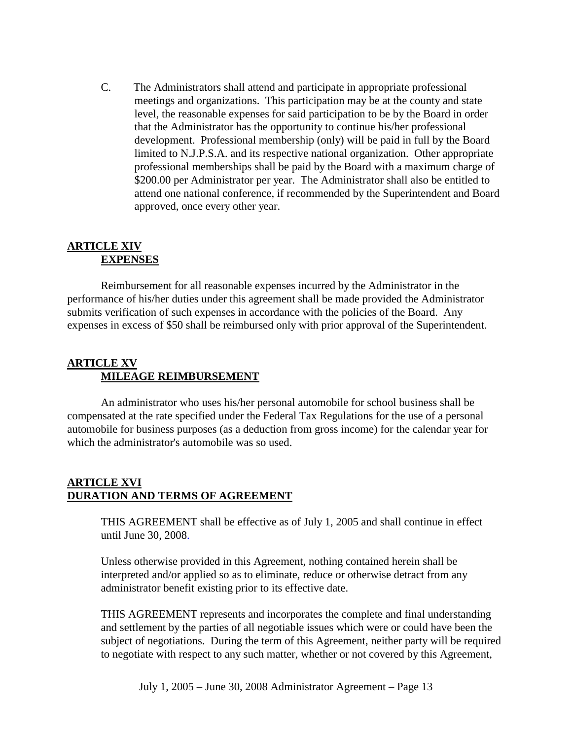C. The Administrators shall attend and participate in appropriate professional meetings and organizations. This participation may be at the county and state level, the reasonable expenses for said participation to be by the Board in order that the Administrator has the opportunity to continue his/her professional development. Professional membership (only) will be paid in full by the Board limited to N.J.P.S.A. and its respective national organization. Other appropriate professional memberships shall be paid by the Board with a maximum charge of $200.00 per Administrator per year. The Administrator shall also be entitled to attend one national conference, if recommended by the Superintendent and Board approved, once every other year.

## ARTICLE XIV
## EXPENSES

Reimbursement for all reasonable expenses incurred by the Administrator in the performance of his/her duties under this agreement shall be made provided the Administrator submits verification of such expenses in accordance with the policies of the Board. Any expenses in excess of $50 shall be reimbursed only with prior approval of the Superintendent.

## ARTICLE XV
## MILEAGE REIMBURSEMENT

An administrator who uses his/her personal automobile for school business shall be compensated at the rate specified under the Federal Tax Regulations for the use of a personal automobile for business purposes (as a deduction from gross income) for the calendar year for which the administrator's automobile was so used.

## ARTICLE XVI
## DURATION AND TERMS OF AGREEMENT

THIS AGREEMENT shall be effective as of July 1, 2005 and shall continue in effect until June 30, 2008.

Unless otherwise provided in this Agreement, nothing contained herein shall be interpreted and/or applied so as to eliminate, reduce or otherwise detract from any administrator benefit existing prior to its effective date.

THIS AGREEMENT represents and incorporates the complete and final understanding and settlement by the parties of all negotiable issues which were or could have been the subject of negotiations. During the term of this Agreement, neither party will be required to negotiate with respect to any such matter, whether or not covered by this Agreement,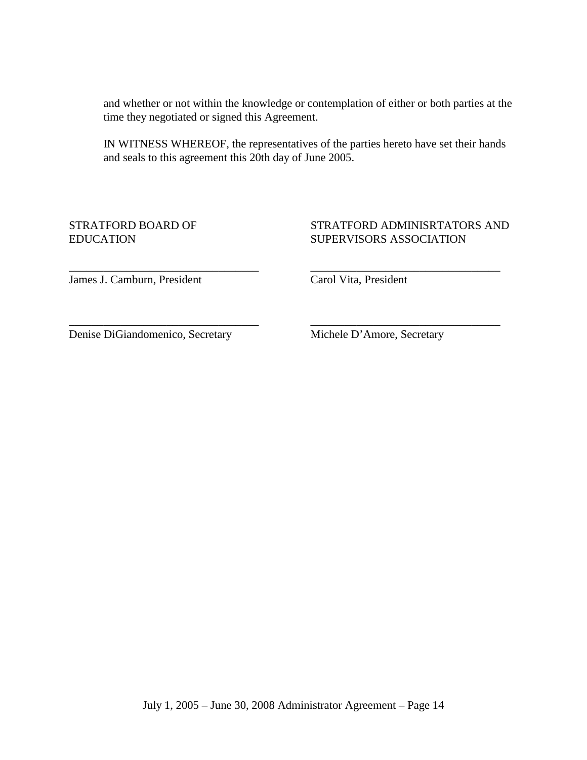and whether or not within the knowledge or contemplation of either or both parties at the time they negotiated or signed this Agreement.

IN WITNESS WHEREOF, the representatives of the parties hereto have set their hands and seals to this agreement this 20th day of June 2005.

| STRATFORD BOARD OF EDUCATION | STRATFORD ADMINISRTATORS AND SUPERVISORS ASSOCIATION |
|---|---|
| __________________________________ | __________________________________ |
| James J. Camburn, President | Carol Vita, President |
| __________________________________ | __________________________________ |
| Denise DiGiandomenico, Secretary | Michele D'Amore, Secretary |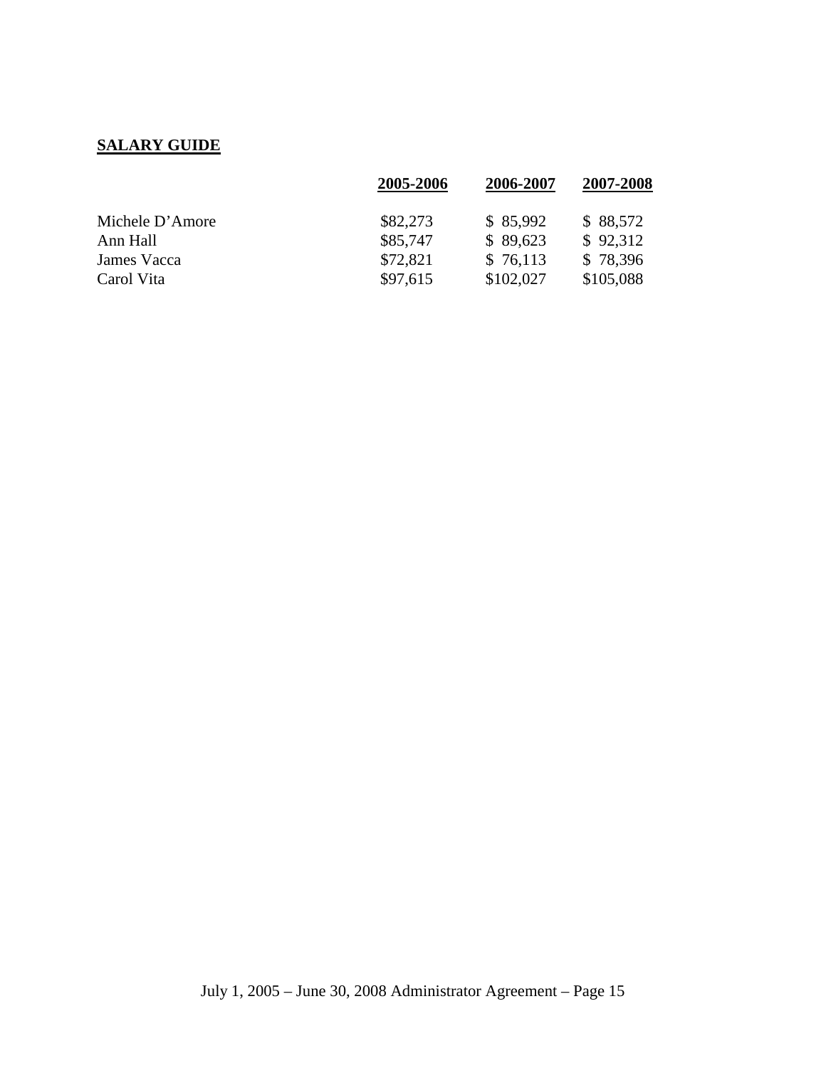**SALARY GUIDE**

| | 2005-2006 | 2006-2007 | 2007-2008 |
|---|---|---|---|
| Michele D'Amore | \$82,273 | \$ 85,992 | \$ 88,572 |
| Ann Hall | \$85,747 | \$ 89,623 | \$ 92,312 |
| James Vacca | \$72,821 | \$ 76,113 | \$ 78,396 |
| Carol Vita | \$97,615 | \$102,027 | \$105,088 |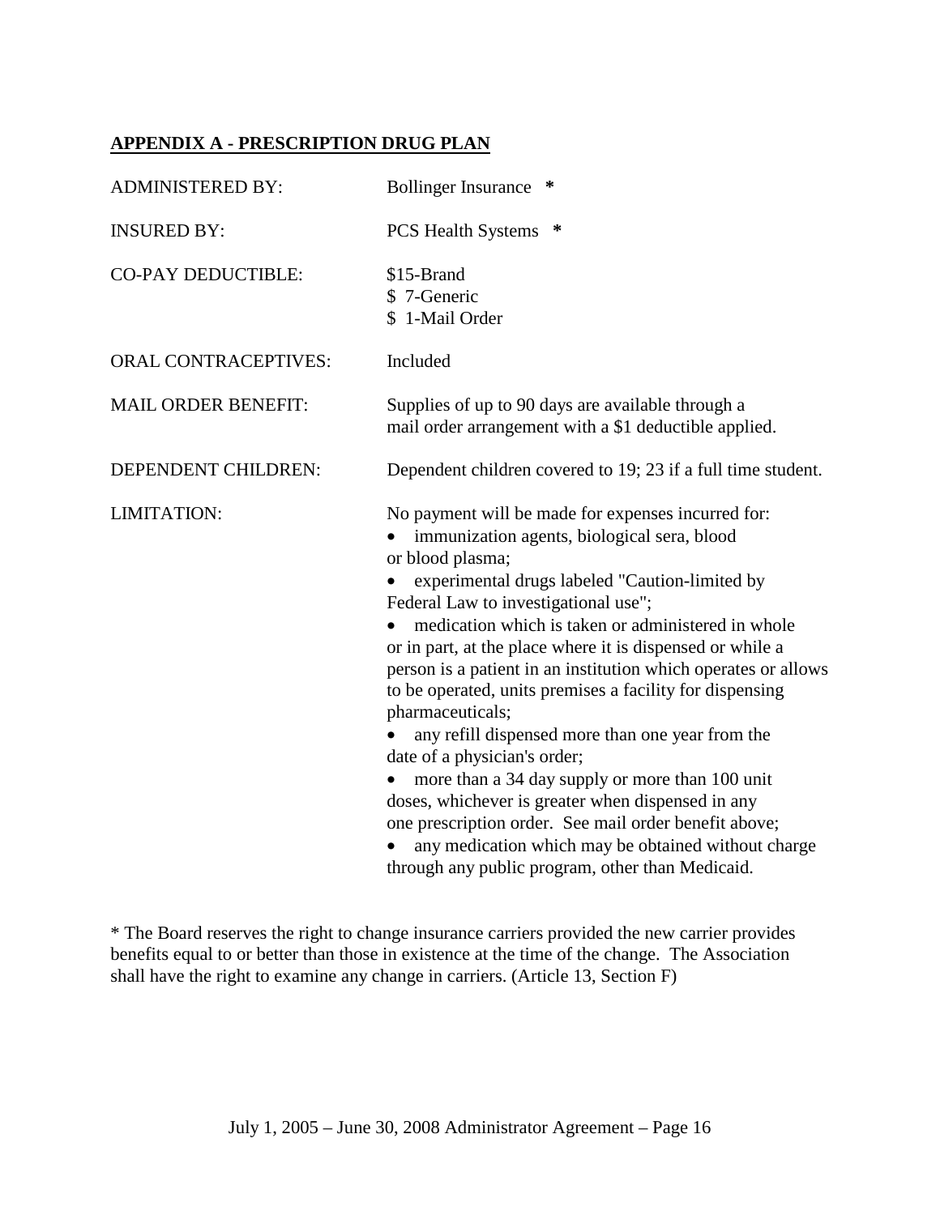## APPENDIX A - PRESCRIPTION DRUG PLAN

| | |
|---|---|
| ADMINISTERED BY: | Bollinger Insurance * |
| INSURED BY: | PCS Health Systems * |
| CO-PAY DEDUCTIBLE: | $15-Brand<br>$ 7-Generic<br>$ 1-Mail Order |
| ORAL CONTRACEPTIVES: | Included |
| MAIL ORDER BENEFIT: | Supplies of up to 90 days are available through a mail order arrangement with a $1 deductible applied. |
| DEPENDENT CHILDREN: | Dependent children covered to 19; 23 if a full time student. |
| LIMITATION: | No payment will be made for expenses incurred for:<br>• immunization agents, biological sera, blood or blood plasma;<br>• experimental drugs labeled "Caution-limited by Federal Law to investigational use";<br>• medication which is taken or administered in whole or in part, at the place where it is dispensed or while a person is a patient in an institution which operates or allows to be operated, units premises a facility for dispensing pharmaceuticals;<br>• any refill dispensed more than one year from the date of a physician's order;<br>• more than a 34 day supply or more than 100 unit doses, whichever is greater when dispensed in any one prescription order. See mail order benefit above;<br>• any medication which may be obtained without charge through any public program, other than Medicaid. |

* The Board reserves the right to change insurance carriers provided the new carrier provides benefits equal to or better than those in existence at the time of the change. The Association shall have the right to examine any change in carriers. (Article 13, Section F)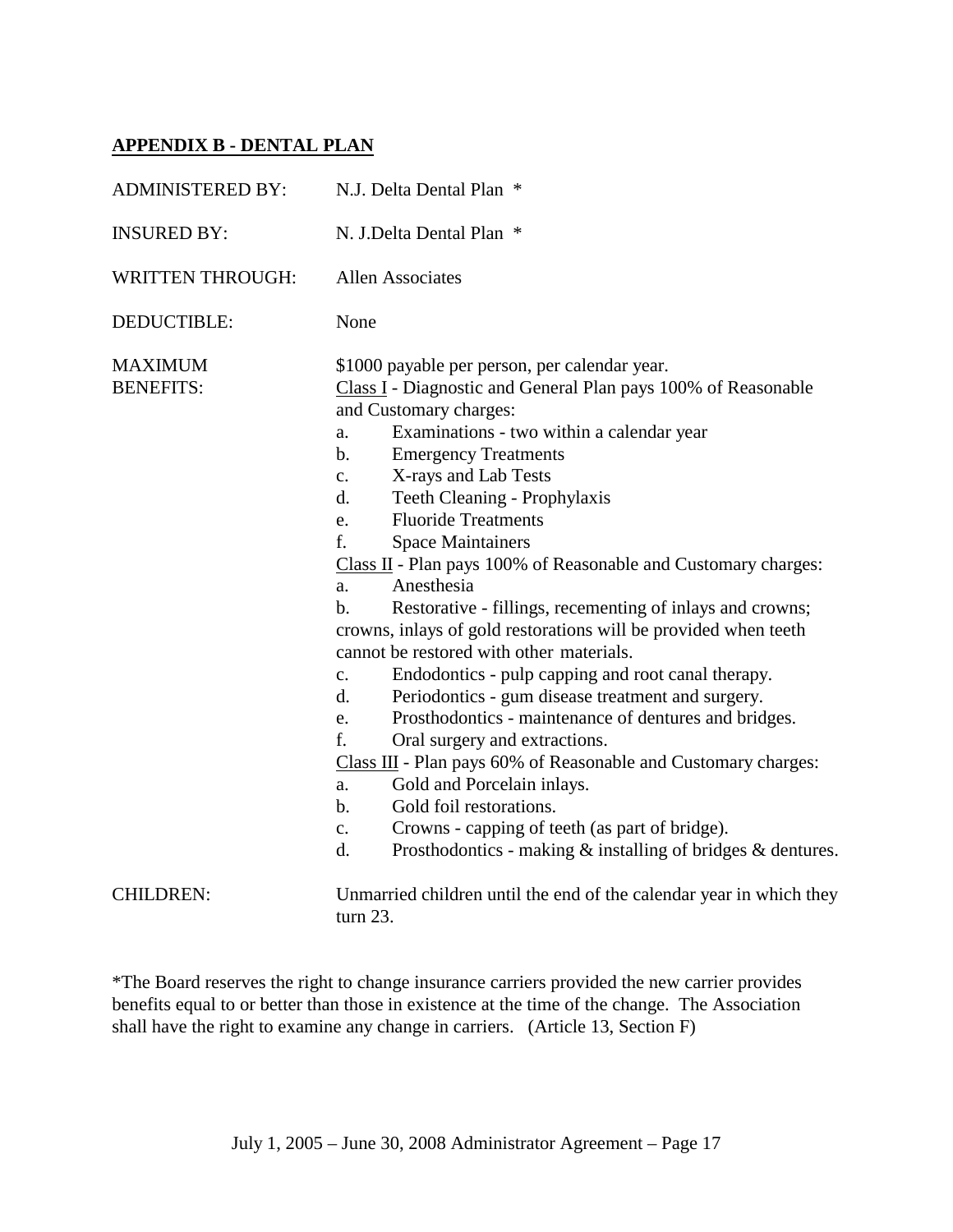## APPENDIX B - DENTAL PLAN

| | |
|---|---|
| ADMINISTERED BY: | N.J. Delta Dental Plan * |
| INSURED BY: | N. J.Delta Dental Plan * |
| WRITTEN THROUGH: | Allen Associates |
| DEDUCTIBLE: | None |

MAXIMUM BENEFITS: $1000 payable per person, per calendar year.

Class I - Diagnostic and General Plan pays 100% of Reasonable and Customary charges:

a. Examinations - two within a calendar year
b. Emergency Treatments
c. X-rays and Lab Tests
d. Teeth Cleaning - Prophylaxis
e. Fluoride Treatments
f. Space Maintainers

Class II - Plan pays 100% of Reasonable and Customary charges:

a. Anesthesia
b. Restorative - fillings, recementing of inlays and crowns; crowns, inlays of gold restorations will be provided when teeth cannot be restored with other materials.
c. Endodontics - pulp capping and root canal therapy.
d. Periodontics - gum disease treatment and surgery.
e. Prosthodontics - maintenance of dentures and bridges.
f. Oral surgery and extractions.

Class III - Plan pays 60% of Reasonable and Customary charges:

a. Gold and Porcelain inlays.
b. Gold foil restorations.
c. Crowns - capping of teeth (as part of bridge).
d. Prosthodontics - making & installing of bridges & dentures.

CHILDREN: Unmarried children until the end of the calendar year in which they turn 23.

*The Board reserves the right to change insurance carriers provided the new carrier provides benefits equal to or better than those in existence at the time of the change. The Association shall have the right to examine any change in carriers. (Article 13, Section F)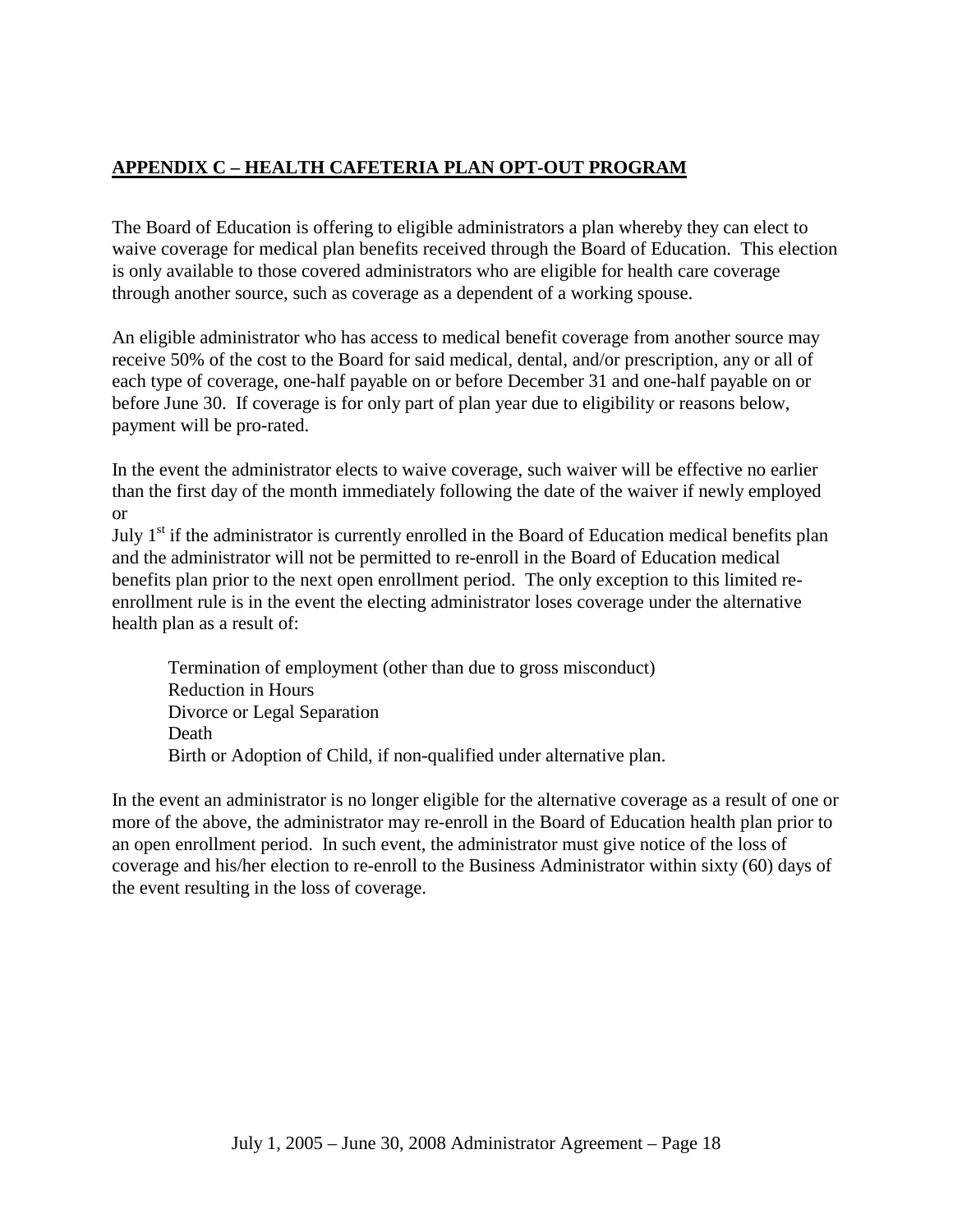## APPENDIX C – HEALTH CAFETERIA PLAN OPT-OUT PROGRAM

The Board of Education is offering to eligible administrators a plan whereby they can elect to waive coverage for medical plan benefits received through the Board of Education. This election is only available to those covered administrators who are eligible for health care coverage through another source, such as coverage as a dependent of a working spouse.

An eligible administrator who has access to medical benefit coverage from another source may receive 50% of the cost to the Board for said medical, dental, and/or prescription, any or all of each type of coverage, one-half payable on or before December 31 and one-half payable on or before June 30. If coverage is for only part of plan year due to eligibility or reasons below, payment will be pro-rated.

In the event the administrator elects to waive coverage, such waiver will be effective no earlier than the first day of the month immediately following the date of the waiver if newly employed or
July 1st if the administrator is currently enrolled in the Board of Education medical benefits plan and the administrator will not be permitted to re-enroll in the Board of Education medical benefits plan prior to the next open enrollment period. The only exception to this limited re-enrollment rule is in the event the electing administrator loses coverage under the alternative health plan as a result of:

- Termination of employment (other than due to gross misconduct)
- Reduction in Hours
- Divorce or Legal Separation
- Death
- Birth or Adoption of Child, if non-qualified under alternative plan.

In the event an administrator is no longer eligible for the alternative coverage as a result of one or more of the above, the administrator may re-enroll in the Board of Education health plan prior to an open enrollment period. In such event, the administrator must give notice of the loss of coverage and his/her election to re-enroll to the Business Administrator within sixty (60) days of the event resulting in the loss of coverage.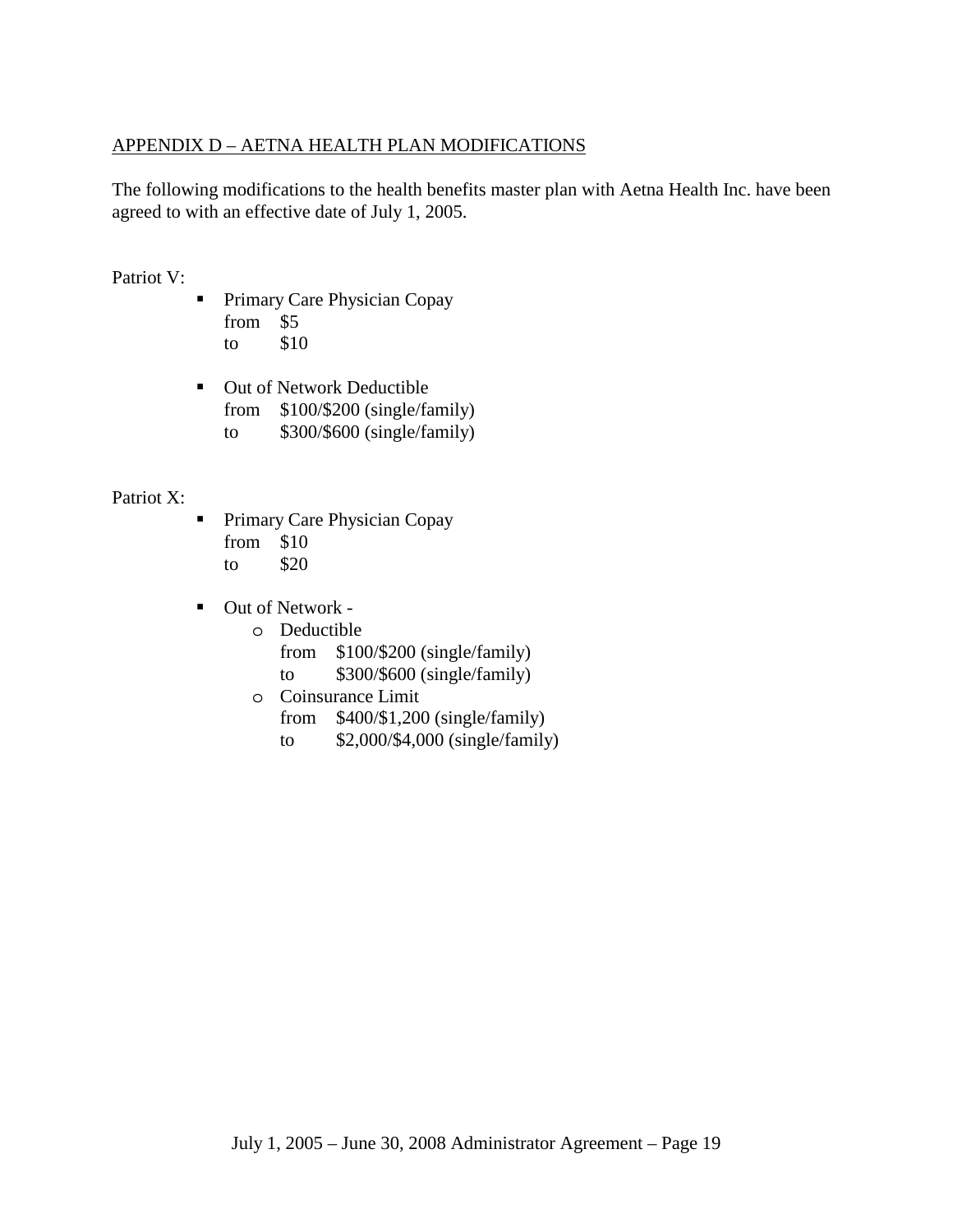APPENDIX D – AETNA HEALTH PLAN MODIFICATIONS

The following modifications to the health benefits master plan with Aetna Health Inc. have been agreed to with an effective date of July 1, 2005.

Patriot V:

- Primary Care Physician Copay
  from $5
  to $10

- Out of Network Deductible
  from $100/$200 (single/family)
  to $300/$600 (single/family)

Patriot X:

- Primary Care Physician Copay
  from $10
  to $20

- Out of Network -
  - Deductible
    from $100/$200 (single/family)
    to $300/$600 (single/family)
  - Coinsurance Limit
    from $400/$1,200 (single/family)
    to $2,000/$4,000 (single/family)